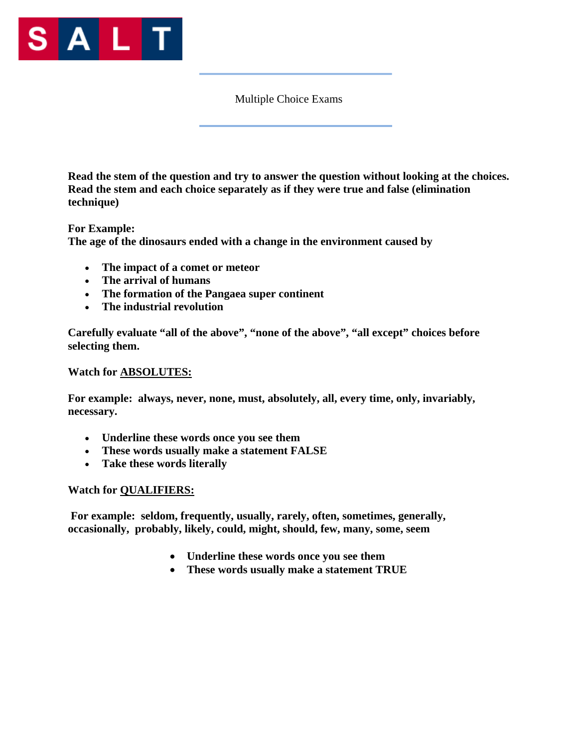SALT

# Multiple Choice Exams

**Read the stem of the question and try to answer the question without looking at the choices. Read the stem and each choice separately as if they were true and false (elimination technique)**

**For Example:**
**The age of the dinosaurs ended with a change in the environment caused by**

- **The impact of a comet or meteor**
- **The arrival of humans**
- **The formation of the Pangaea super continent**
- **The industrial revolution**

**Carefully evaluate "all of the above", "none of the above", "all except" choices before selecting them.**

**Watch for <u>ABSOLUTES:</u>**

**For example: always, never, none, must, absolutely, all, every time, only, invariably, necessary.**

- **Underline these words once you see them**
- **These words usually make a statement FALSE**
- **Take these words literally**

**Watch for <u>QUALIFIERS:</u>**

**For example: seldom, frequently, usually, rarely, often, sometimes, generally, occasionally, probably, likely, could, might, should, few, many, some, seem**

- **Underline these words once you see them**
- **These words usually make a statement TRUE**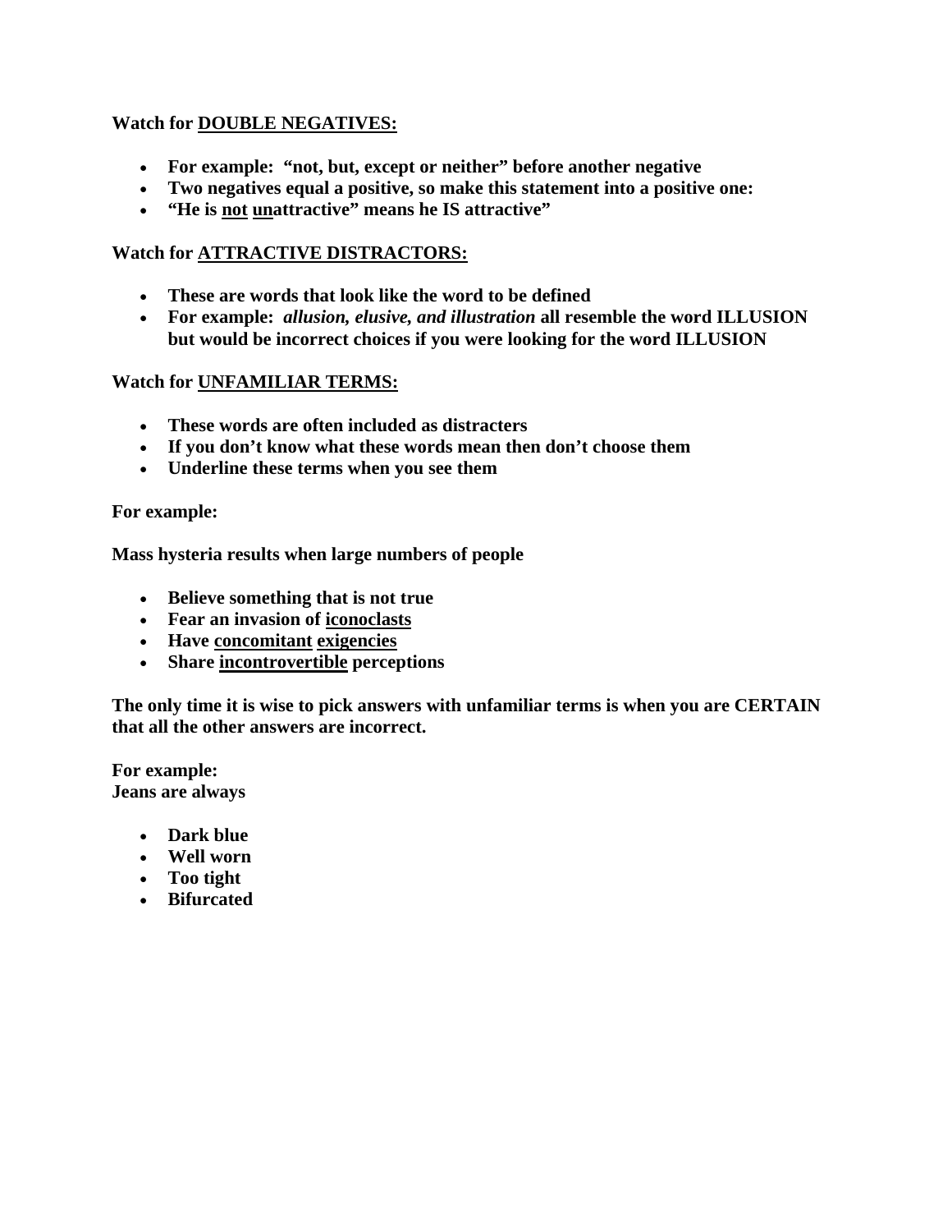**Watch for <u>DOUBLE NEGATIVES:</u>**

- **For example: "not, but, except or neither" before another negative**
- **Two negatives equal a positive, so make this statement into a positive one:**
- **"He is <u>not</u> <u>un</u>attractive" means he IS attractive"**

**Watch for <u>ATTRACTIVE DISTRACTORS:</u>**

- **These are words that look like the word to be defined**
- **For example: *allusion, elusive, and illustration* all resemble the word ILLUSION but would be incorrect choices if you were looking for the word ILLUSION**

**Watch for <u>UNFAMILIAR TERMS:</u>**

- **These words are often included as distracters**
- **If you don't know what these words mean then don't choose them**
- **Underline these terms when you see them**

**For example:**

**Mass hysteria results when large numbers of people**

- **Believe something that is not true**
- **Fear an invasion of <u>iconoclasts</u>**
- **Have <u>concomitant</u> <u>exigencies</u>**
- **Share <u>incontrovertible</u> perceptions**

**The only time it is wise to pick answers with unfamiliar terms is when you are CERTAIN that all the other answers are incorrect.**

**For example:**
**Jeans are always**

- **Dark blue**
- **Well worn**
- **Too tight**
- **Bifurcated**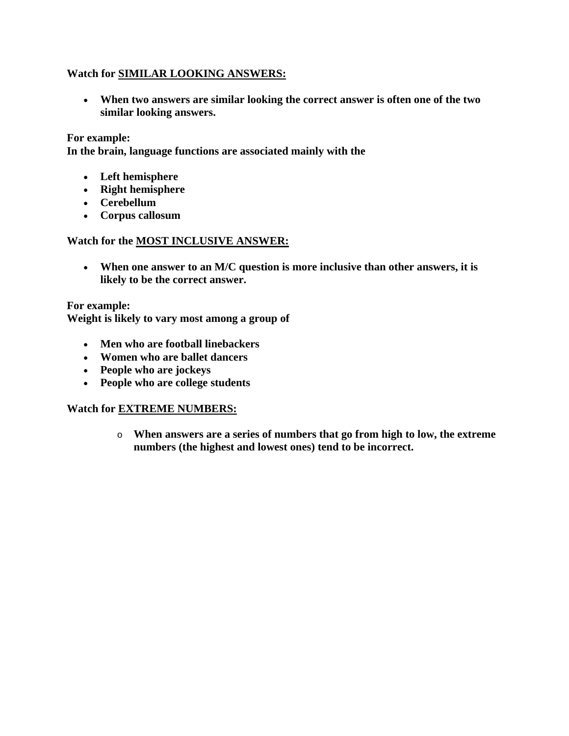**Watch for <u>SIMILAR LOOKING ANSWERS:</u>**

- **When two answers are similar looking the correct answer is often one of the two similar looking answers.**

**For example:**
**In the brain, language functions are associated mainly with the**

- **Left hemisphere**
- **Right hemisphere**
- **Cerebellum**
- **Corpus callosum**

**Watch for the <u>MOST INCLUSIVE ANSWER:</u>**

- **When one answer to an M/C question is more inclusive than other answers, it is likely to be the correct answer.**

**For example:**
**Weight is likely to vary most among a group of**

- **Men who are football linebackers**
- **Women who are ballet dancers**
- **People who are jockeys**
- **People who are college students**

**Watch for <u>EXTREME NUMBERS:</u>**

- **When answers are a series of numbers that go from high to low, the extreme numbers (the highest and lowest ones) tend to be incorrect.**